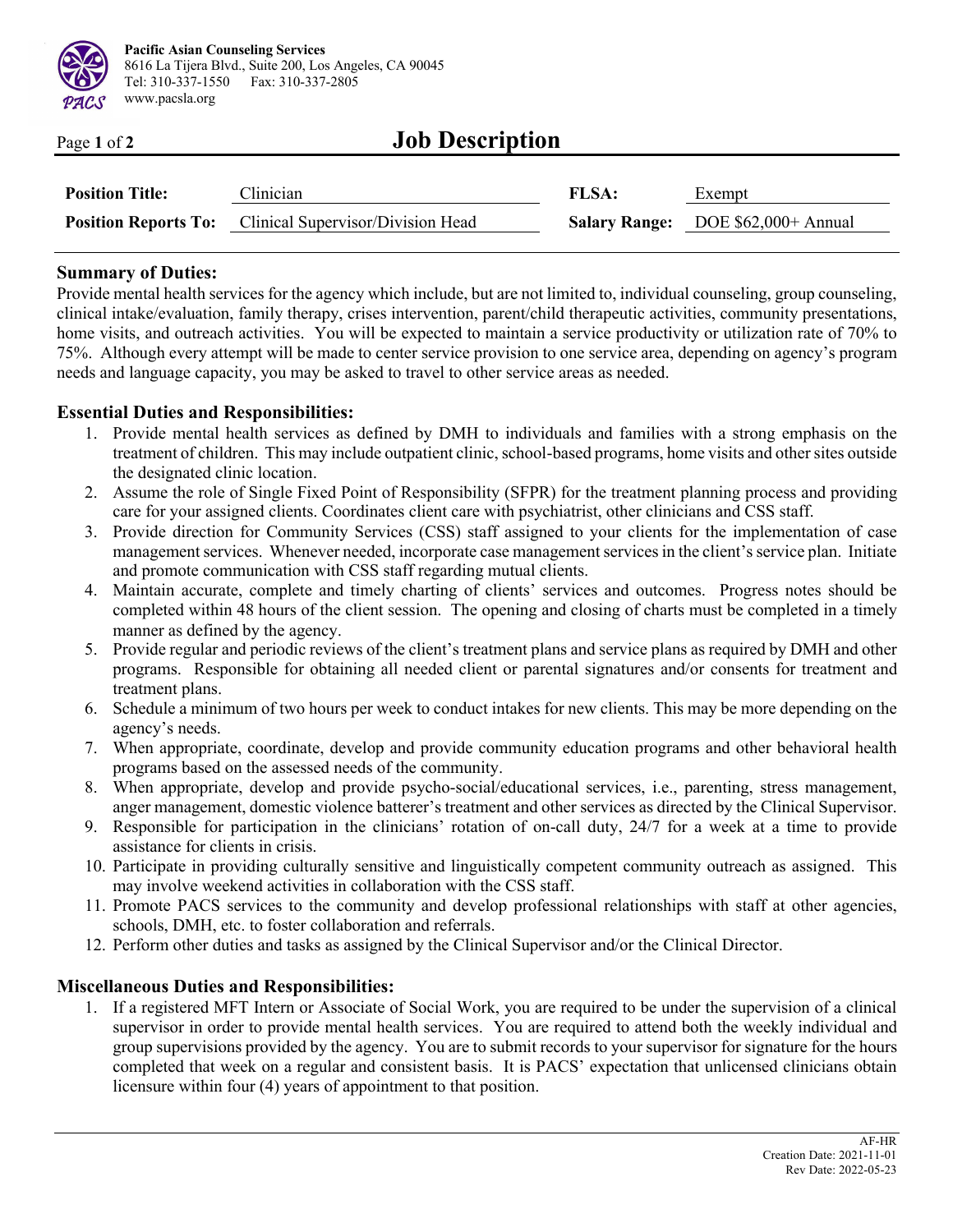**Pacific Asian Counseling Services**
8616 La Tijera Blvd., Suite 200, Los Angeles, CA 90045
Tel: 310-337-1550 Fax: 310-337-2805
www.pacsla.org

# Job Description

| | | | |
|---|---|---|---|
| **Position Title:** | Clinician | **FLSA:** | Exempt |
| **Position Reports To:** | Clinical Supervisor/Division Head | **Salary Range:** | DOE $62,000+ Annual |

## Summary of Duties:

Provide mental health services for the agency which include, but are not limited to, individual counseling, group counseling, clinical intake/evaluation, family therapy, crises intervention, parent/child therapeutic activities, community presentations, home visits, and outreach activities. You will be expected to maintain a service productivity or utilization rate of 70% to 75%. Although every attempt will be made to center service provision to one service area, depending on agency's program needs and language capacity, you may be asked to travel to other service areas as needed.

## Essential Duties and Responsibilities:

1. Provide mental health services as defined by DMH to individuals and families with a strong emphasis on the treatment of children. This may include outpatient clinic, school-based programs, home visits and other sites outside the designated clinic location.
2. Assume the role of Single Fixed Point of Responsibility (SFPR) for the treatment planning process and providing care for your assigned clients. Coordinates client care with psychiatrist, other clinicians and CSS staff.
3. Provide direction for Community Services (CSS) staff assigned to your clients for the implementation of case management services. Whenever needed, incorporate case management services in the client's service plan. Initiate and promote communication with CSS staff regarding mutual clients.
4. Maintain accurate, complete and timely charting of clients' services and outcomes. Progress notes should be completed within 48 hours of the client session. The opening and closing of charts must be completed in a timely manner as defined by the agency.
5. Provide regular and periodic reviews of the client's treatment plans and service plans as required by DMH and other programs. Responsible for obtaining all needed client or parental signatures and/or consents for treatment and treatment plans.
6. Schedule a minimum of two hours per week to conduct intakes for new clients. This may be more depending on the agency's needs.
7. When appropriate, coordinate, develop and provide community education programs and other behavioral health programs based on the assessed needs of the community.
8. When appropriate, develop and provide psycho-social/educational services, i.e., parenting, stress management, anger management, domestic violence batterer's treatment and other services as directed by the Clinical Supervisor.
9. Responsible for participation in the clinicians' rotation of on-call duty, 24/7 for a week at a time to provide assistance for clients in crisis.
10. Participate in providing culturally sensitive and linguistically competent community outreach as assigned. This may involve weekend activities in collaboration with the CSS staff.
11. Promote PACS services to the community and develop professional relationships with staff at other agencies, schools, DMH, etc. to foster collaboration and referrals.
12. Perform other duties and tasks as assigned by the Clinical Supervisor and/or the Clinical Director.

## Miscellaneous Duties and Responsibilities:

1. If a registered MFT Intern or Associate of Social Work, you are required to be under the supervision of a clinical supervisor in order to provide mental health services. You are required to attend both the weekly individual and group supervisions provided by the agency. You are to submit records to your supervisor for signature for the hours completed that week on a regular and consistent basis. It is PACS' expectation that unlicensed clinicians obtain licensure within four (4) years of appointment to that position.

AF-HR
Creation Date: 2021-11-01
Rev Date: 2022-05-23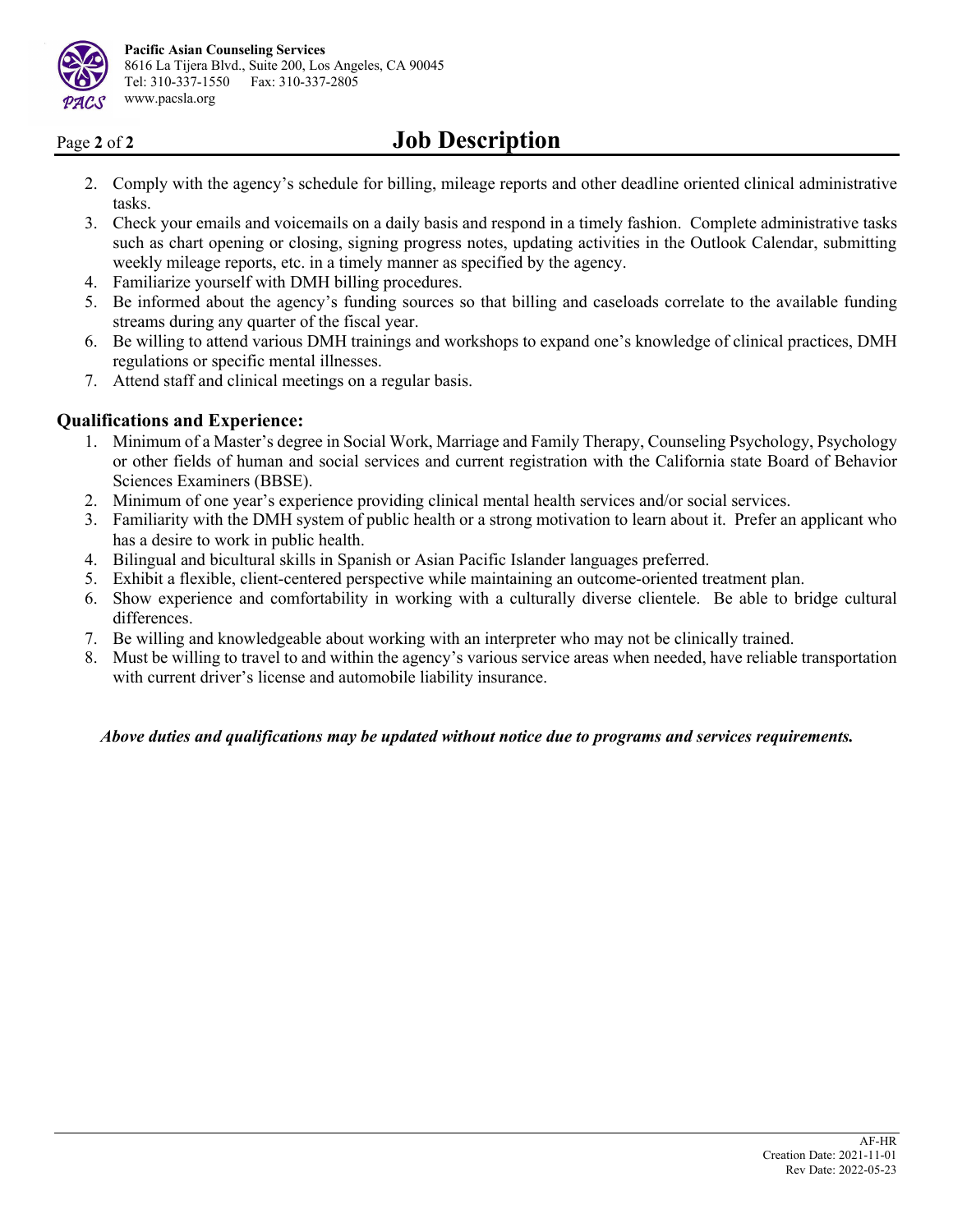2. Comply with the agency's schedule for billing, mileage reports and other deadline oriented clinical administrative tasks.
3. Check your emails and voicemails on a daily basis and respond in a timely fashion. Complete administrative tasks such as chart opening or closing, signing progress notes, updating activities in the Outlook Calendar, submitting weekly mileage reports, etc. in a timely manner as specified by the agency.
4. Familiarize yourself with DMH billing procedures.
5. Be informed about the agency's funding sources so that billing and caseloads correlate to the available funding streams during any quarter of the fiscal year.
6. Be willing to attend various DMH trainings and workshops to expand one's knowledge of clinical practices, DMH regulations or specific mental illnesses.
7. Attend staff and clinical meetings on a regular basis.

## Qualifications and Experience:

1. Minimum of a Master's degree in Social Work, Marriage and Family Therapy, Counseling Psychology, Psychology or other fields of human and social services and current registration with the California state Board of Behavior Sciences Examiners (BBSE).
2. Minimum of one year's experience providing clinical mental health services and/or social services.
3. Familiarity with the DMH system of public health or a strong motivation to learn about it. Prefer an applicant who has a desire to work in public health.
4. Bilingual and bicultural skills in Spanish or Asian Pacific Islander languages preferred.
5. Exhibit a flexible, client-centered perspective while maintaining an outcome-oriented treatment plan.
6. Show experience and comfortability in working with a culturally diverse clientele. Be able to bridge cultural differences.
7. Be willing and knowledgeable about working with an interpreter who may not be clinically trained.
8. Must be willing to travel to and within the agency's various service areas when needed, have reliable transportation with current driver's license and automobile liability insurance.

***Above duties and qualifications may be updated without notice due to programs and services requirements.***